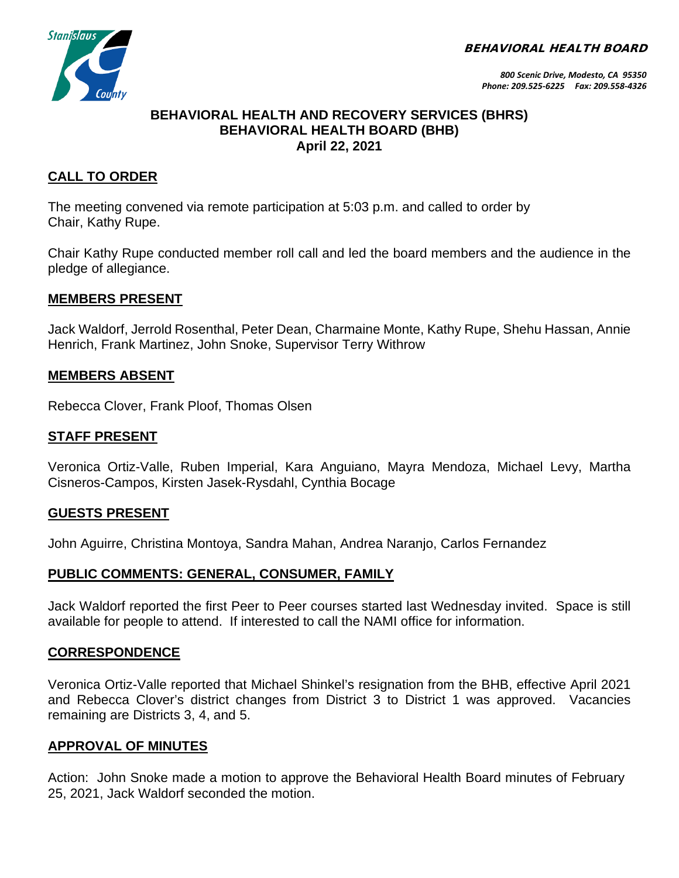BEHAVIORAL HEALTH BOARD

800 Scenic Drive, Modesto, CA 95350
Phone: 209.525-6225 Fax: 209.558-4326

# BEHAVIORAL HEALTH AND RECOVERY SERVICES (BHRS)
# BEHAVIORAL HEALTH BOARD (BHB)
## April 22, 2021

## CALL TO ORDER

The meeting convened via remote participation at 5:03 p.m. and called to order by Chair, Kathy Rupe.

Chair Kathy Rupe conducted member roll call and led the board members and the audience in the pledge of allegiance.

## MEMBERS PRESENT

Jack Waldorf, Jerrold Rosenthal, Peter Dean, Charmaine Monte, Kathy Rupe, Shehu Hassan, Annie Henrich, Frank Martinez, John Snoke, Supervisor Terry Withrow

## MEMBERS ABSENT

Rebecca Clover, Frank Ploof, Thomas Olsen

## STAFF PRESENT

Veronica Ortiz-Valle, Ruben Imperial, Kara Anguiano, Mayra Mendoza, Michael Levy, Martha Cisneros-Campos, Kirsten Jasek-Rysdahl, Cynthia Bocage

## GUESTS PRESENT

John Aguirre, Christina Montoya, Sandra Mahan, Andrea Naranjo, Carlos Fernandez

## PUBLIC COMMENTS: GENERAL, CONSUMER, FAMILY

Jack Waldorf reported the first Peer to Peer courses started last Wednesday invited. Space is still available for people to attend. If interested to call the NAMI office for information.

## CORRESPONDENCE

Veronica Ortiz-Valle reported that Michael Shinkel's resignation from the BHB, effective April 2021 and Rebecca Clover's district changes from District 3 to District 1 was approved. Vacancies remaining are Districts 3, 4, and 5.

## APPROVAL OF MINUTES

Action: John Snoke made a motion to approve the Behavioral Health Board minutes of February 25, 2021, Jack Waldorf seconded the motion.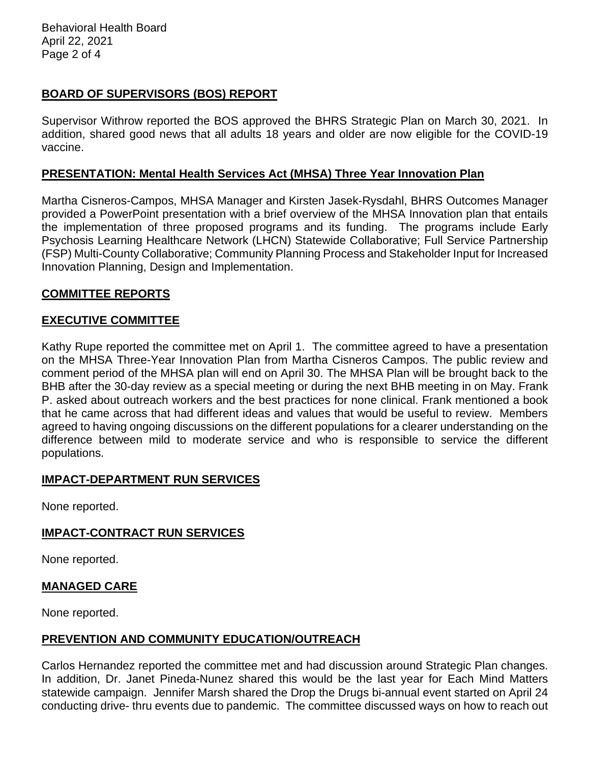## BOARD OF SUPERVISORS (BOS) REPORT

Supervisor Withrow reported the BOS approved the BHRS Strategic Plan on March 30, 2021. In addition, shared good news that all adults 18 years and older are now eligible for the COVID-19 vaccine.

## PRESENTATION: Mental Health Services Act (MHSA) Three Year Innovation Plan

Martha Cisneros-Campos, MHSA Manager and Kirsten Jasek-Rysdahl, BHRS Outcomes Manager provided a PowerPoint presentation with a brief overview of the MHSA Innovation plan that entails the implementation of three proposed programs and its funding. The programs include Early Psychosis Learning Healthcare Network (LHCN) Statewide Collaborative; Full Service Partnership (FSP) Multi-County Collaborative; Community Planning Process and Stakeholder Input for Increased Innovation Planning, Design and Implementation.

## COMMITTEE REPORTS

## EXECUTIVE COMMITTEE

Kathy Rupe reported the committee met on April 1. The committee agreed to have a presentation on the MHSA Three-Year Innovation Plan from Martha Cisneros Campos. The public review and comment period of the MHSA plan will end on April 30. The MHSA Plan will be brought back to the BHB after the 30-day review as a special meeting or during the next BHB meeting in on May. Frank P. asked about outreach workers and the best practices for none clinical. Frank mentioned a book that he came across that had different ideas and values that would be useful to review. Members agreed to having ongoing discussions on the different populations for a clearer understanding on the difference between mild to moderate service and who is responsible to service the different populations.

## IMPACT-DEPARTMENT RUN SERVICES

None reported.

## IMPACT-CONTRACT RUN SERVICES

None reported.

## MANAGED CARE

None reported.

## PREVENTION AND COMMUNITY EDUCATION/OUTREACH

Carlos Hernandez reported the committee met and had discussion around Strategic Plan changes. In addition, Dr. Janet Pineda-Nunez shared this would be the last year for Each Mind Matters statewide campaign. Jennifer Marsh shared the Drop the Drugs bi-annual event started on April 24 conducting drive- thru events due to pandemic. The committee discussed ways on how to reach out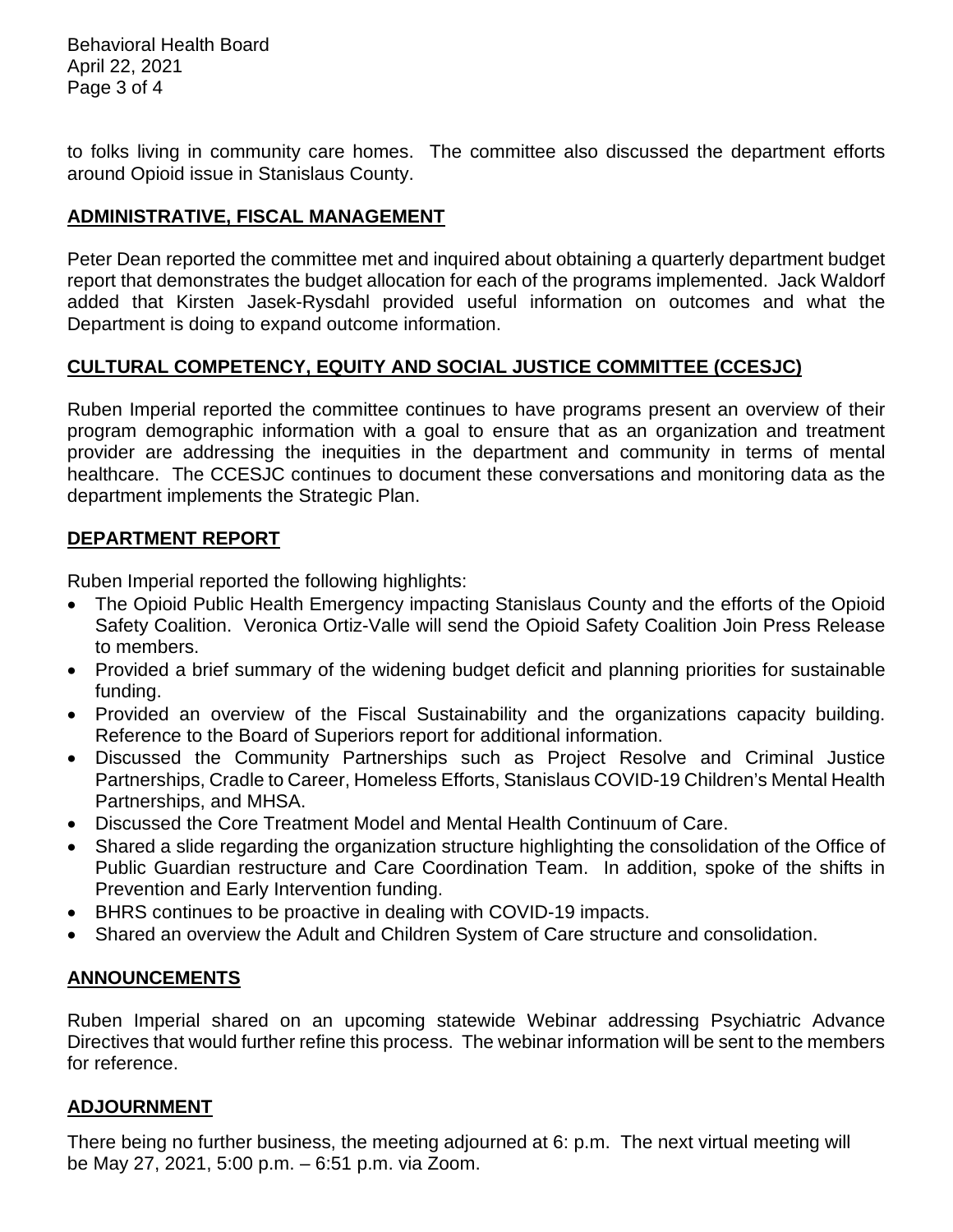to folks living in community care homes. The committee also discussed the department efforts around Opioid issue in Stanislaus County.

## ADMINISTRATIVE, FISCAL MANAGEMENT

Peter Dean reported the committee met and inquired about obtaining a quarterly department budget report that demonstrates the budget allocation for each of the programs implemented. Jack Waldorf added that Kirsten Jasek-Rysdahl provided useful information on outcomes and what the Department is doing to expand outcome information.

## CULTURAL COMPETENCY, EQUITY AND SOCIAL JUSTICE COMMITTEE (CCESJC)

Ruben Imperial reported the committee continues to have programs present an overview of their program demographic information with a goal to ensure that as an organization and treatment provider are addressing the inequities in the department and community in terms of mental healthcare. The CCESJC continues to document these conversations and monitoring data as the department implements the Strategic Plan.

## DEPARTMENT REPORT

Ruben Imperial reported the following highlights:

- The Opioid Public Health Emergency impacting Stanislaus County and the efforts of the Opioid Safety Coalition. Veronica Ortiz-Valle will send the Opioid Safety Coalition Join Press Release to members.
- Provided a brief summary of the widening budget deficit and planning priorities for sustainable funding.
- Provided an overview of the Fiscal Sustainability and the organizations capacity building. Reference to the Board of Superiors report for additional information.
- Discussed the Community Partnerships such as Project Resolve and Criminal Justice Partnerships, Cradle to Career, Homeless Efforts, Stanislaus COVID-19 Children's Mental Health Partnerships, and MHSA.
- Discussed the Core Treatment Model and Mental Health Continuum of Care.
- Shared a slide regarding the organization structure highlighting the consolidation of the Office of Public Guardian restructure and Care Coordination Team. In addition, spoke of the shifts in Prevention and Early Intervention funding.
- BHRS continues to be proactive in dealing with COVID-19 impacts.
- Shared an overview the Adult and Children System of Care structure and consolidation.

## ANNOUNCEMENTS

Ruben Imperial shared on an upcoming statewide Webinar addressing Psychiatric Advance Directives that would further refine this process. The webinar information will be sent to the members for reference.

## ADJOURNMENT

There being no further business, the meeting adjourned at 6: p.m. The next virtual meeting will be May 27, 2021, 5:00 p.m. – 6:51 p.m. via Zoom.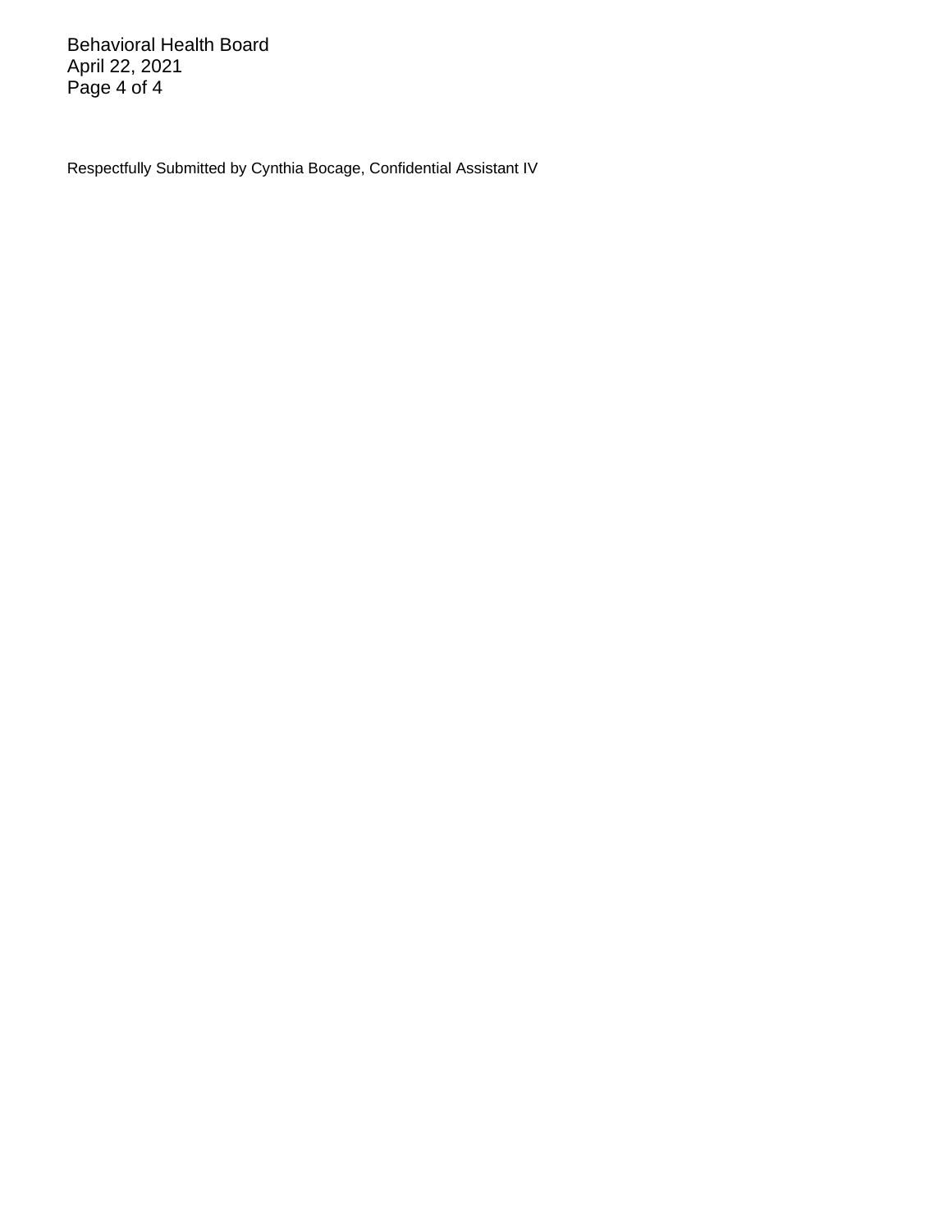Respectfully Submitted by Cynthia Bocage, Confidential Assistant IV